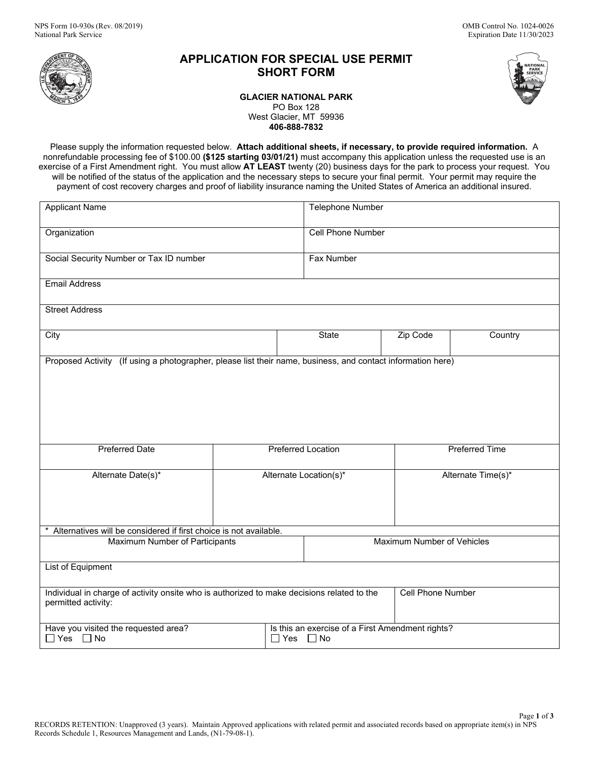NPS Form 10-930s (Rev. 08/2019)
National Park Service

OMB Control No. 1024-0026
Expiration Date 11/30/2023

# APPLICATION FOR SPECIAL USE PERMIT SHORT FORM

**GLACIER NATIONAL PARK**
PO Box 128
West Glacier, MT 59936
**406-888-7832**

Please supply the information requested below. **Attach additional sheets, if necessary, to provide required information.** A nonrefundable processing fee of $100.00 **($125 starting 03/01/21)** must accompany this application unless the requested use is an exercise of a First Amendment right. You must allow **AT LEAST** twenty (20) business days for the park to process your request. You will be notified of the status of the application and the necessary steps to secure your final permit. Your permit may require the payment of cost recovery charges and proof of liability insurance naming the United States of America an additional insured.

| Applicant Name | | Telephone Number | |
|---|---|---|---|
| Organization | | Cell Phone Number | |
| Social Security Number or Tax ID number | | Fax Number | |
| Email Address | | | |
| Street Address | | | |
| City | State | Zip Code | Country |
| Proposed Activity (If using a photographer, please list their name, business, and contact information here) | | | |

| Preferred Date | Preferred Location | Preferred Time |
|---|---|---|
| | | |
| **Alternate Date(s)*** | **Alternate Location(s)*** | **Alternate Time(s)*** |
| | | |

\* Alternatives will be considered if first choice is not available.

| Maximum Number of Participants | Maximum Number of Vehicles |
|---|---|
| | |

| List of Equipment | |
|---|---|
| Individual in charge of activity onsite who is authorized to make decisions related to the permitted activity: | Cell Phone Number |
| Have you visited the requested area? ☐ Yes ☐ No | Is this an exercise of a First Amendment rights? ☐ Yes ☐ No |

RECORDS RETENTION: Unapproved (3 years). Maintain Approved applications with related permit and associated records based on appropriate item(s) in NPS Records Schedule 1, Resources Management and Lands, (N1-79-08-1).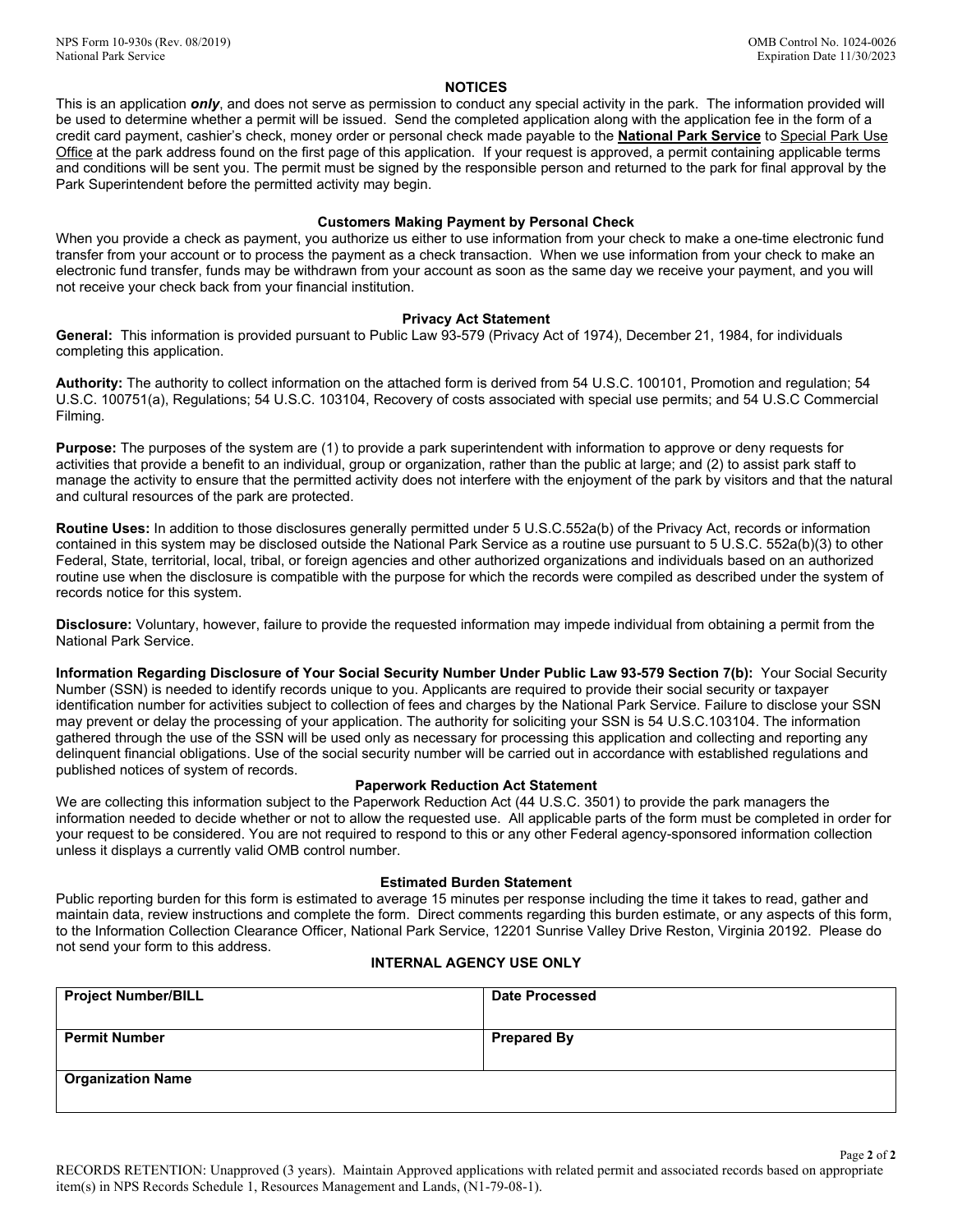## NOTICES

This is an application ***only***, and does not serve as permission to conduct any special activity in the park. The information provided will be used to determine whether a permit will be issued. Send the completed application along with the application fee in the form of a credit card payment, cashier's check, money order or personal check made payable to the **National Park Service** to Special Park Use Office at the park address found on the first page of this application. If your request is approved, a permit containing applicable terms and conditions will be sent you. The permit must be signed by the responsible person and returned to the park for final approval by the Park Superintendent before the permitted activity may begin.

### Customers Making Payment by Personal Check

When you provide a check as payment, you authorize us either to use information from your check to make a one-time electronic fund transfer from your account or to process the payment as a check transaction. When we use information from your check to make an electronic fund transfer, funds may be withdrawn from your account as soon as the same day we receive your payment, and you will not receive your check back from your financial institution.

### Privacy Act Statement

**General:** This information is provided pursuant to Public Law 93-579 (Privacy Act of 1974), December 21, 1984, for individuals completing this application.

**Authority:** The authority to collect information on the attached form is derived from 54 U.S.C. 100101, Promotion and regulation; 54 U.S.C. 100751(a), Regulations; 54 U.S.C. 103104, Recovery of costs associated with special use permits; and 54 U.S.C Commercial Filming.

**Purpose:** The purposes of the system are (1) to provide a park superintendent with information to approve or deny requests for activities that provide a benefit to an individual, group or organization, rather than the public at large; and (2) to assist park staff to manage the activity to ensure that the permitted activity does not interfere with the enjoyment of the park by visitors and that the natural and cultural resources of the park are protected.

**Routine Uses:** In addition to those disclosures generally permitted under 5 U.S.C.552a(b) of the Privacy Act, records or information contained in this system may be disclosed outside the National Park Service as a routine use pursuant to 5 U.S.C. 552a(b)(3) to other Federal, State, territorial, local, tribal, or foreign agencies and other authorized organizations and individuals based on an authorized routine use when the disclosure is compatible with the purpose for which the records were compiled as described under the system of records notice for this system.

**Disclosure:** Voluntary, however, failure to provide the requested information may impede individual from obtaining a permit from the National Park Service.

**Information Regarding Disclosure of Your Social Security Number Under Public Law 93-579 Section 7(b):** Your Social Security Number (SSN) is needed to identify records unique to you. Applicants are required to provide their social security or taxpayer identification number for activities subject to collection of fees and charges by the National Park Service. Failure to disclose your SSN may prevent or delay the processing of your application. The authority for soliciting your SSN is 54 U.S.C.103104. The information gathered through the use of the SSN will be used only as necessary for processing this application and collecting and reporting any delinquent financial obligations. Use of the social security number will be carried out in accordance with established regulations and published notices of system of records.

### Paperwork Reduction Act Statement

We are collecting this information subject to the Paperwork Reduction Act (44 U.S.C. 3501) to provide the park managers the information needed to decide whether or not to allow the requested use. All applicable parts of the form must be completed in order for your request to be considered. You are not required to respond to this or any other Federal agency-sponsored information collection unless it displays a currently valid OMB control number.

### Estimated Burden Statement

Public reporting burden for this form is estimated to average 15 minutes per response including the time it takes to read, gather and maintain data, review instructions and complete the form. Direct comments regarding this burden estimate, or any aspects of this form, to the Information Collection Clearance Officer, National Park Service, 12201 Sunrise Valley Drive Reston, Virginia 20192. Please do not send your form to this address.

### INTERNAL AGENCY USE ONLY

| | |
|---|---|
| **Project Number/BILL** | **Date Processed** |
| **Permit Number** | **Prepared By** |
| **Organization Name** | |

RECORDS RETENTION: Unapproved (3 years). Maintain Approved applications with related permit and associated records based on appropriate item(s) in NPS Records Schedule 1, Resources Management and Lands, (N1-79-08-1).